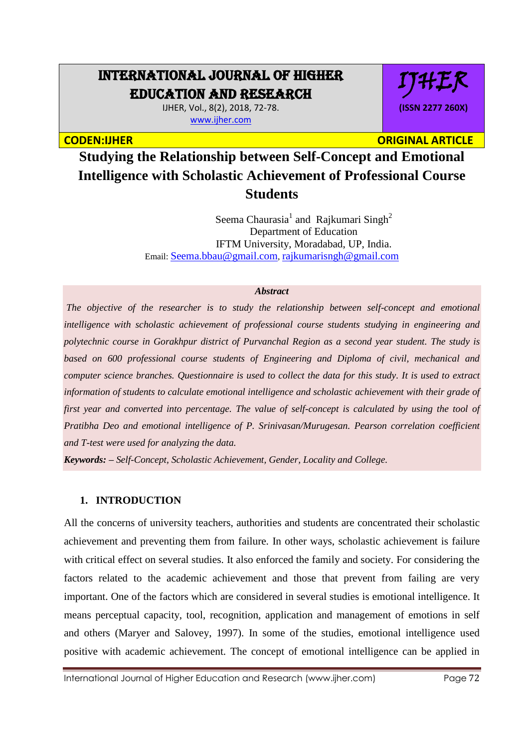# INTERNATIONAL JOURNAL OF HIGHER EDUCATION AND RESEARCH

IJHER, Vol., 8(2), 2018, 72-78.
www.ijher.com

IJHER (ISSN 2277 260X)

CODEN:IJHER | ORIGINAL ARTICLE

# Studying the Relationship between Self-Concept and Emotional Intelligence with Scholastic Achievement of Professional Course Students

Seema Chaurasia[1] and Rajkumari Singh[2]
Department of Education
IFTM University, Moradabad, UP, India.
Email: Seema.bbau@gmail.com, rajkumarisngh@gmail.com

***Abstract***

*The objective of the researcher is to study the relationship between self-concept and emotional intelligence with scholastic achievement of professional course students studying in engineering and polytechnic course in Gorakhpur district of Purvanchal Region as a second year student. The study is based on 600 professional course students of Engineering and Diploma of civil, mechanical and computer science branches. Questionnaire is used to collect the data for this study. It is used to extract information of students to calculate emotional intelligence and scholastic achievement with their grade of first year and converted into percentage. The value of self-concept is calculated by using the tool of Pratibha Deo and emotional intelligence of P. Srinivasan/Murugesan. Pearson correlation coefficient and T-test were used for analyzing the data.*

***Keywords:*** *– Self-Concept, Scholastic Achievement, Gender, Locality and College.*

## 1. INTRODUCTION

All the concerns of university teachers, authorities and students are concentrated their scholastic achievement and preventing them from failure. In other ways, scholastic achievement is failure with critical effect on several studies. It also enforced the family and society. For considering the factors related to the academic achievement and those that prevent from failing are very important. One of the factors which are considered in several studies is emotional intelligence. It means perceptual capacity, tool, recognition, application and management of emotions in self and others (Maryer and Salovey, 1997). In some of the studies, emotional intelligence used positive with academic achievement. The concept of emotional intelligence can be applied in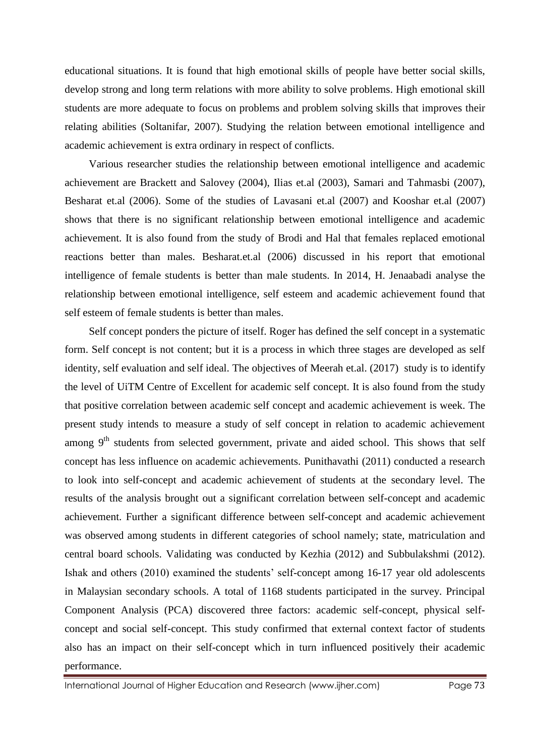educational situations. It is found that high emotional skills of people have better social skills, develop strong and long term relations with more ability to solve problems. High emotional skill students are more adequate to focus on problems and problem solving skills that improves their relating abilities (Soltanifar, 2007). Studying the relation between emotional intelligence and academic achievement is extra ordinary in respect of conflicts.

Various researcher studies the relationship between emotional intelligence and academic achievement are Brackett and Salovey (2004), Ilias et.al (2003), Samari and Tahmasbi (2007), Besharat et.al (2006). Some of the studies of Lavasani et.al (2007) and Kooshar et.al (2007) shows that there is no significant relationship between emotional intelligence and academic achievement. It is also found from the study of Brodi and Hal that females replaced emotional reactions better than males. Besharat.et.al (2006) discussed in his report that emotional intelligence of female students is better than male students. In 2014, H. Jenaabadi analyse the relationship between emotional intelligence, self esteem and academic achievement found that self esteem of female students is better than males.

Self concept ponders the picture of itself. Roger has defined the self concept in a systematic form. Self concept is not content; but it is a process in which three stages are developed as self identity, self evaluation and self ideal. The objectives of Meerah et.al. (2017) study is to identify the level of UiTM Centre of Excellent for academic self concept. It is also found from the study that positive correlation between academic self concept and academic achievement is week. The present study intends to measure a study of self concept in relation to academic achievement among 9th students from selected government, private and aided school. This shows that self concept has less influence on academic achievements. Punithavathi (2011) conducted a research to look into self-concept and academic achievement of students at the secondary level. The results of the analysis brought out a significant correlation between self-concept and academic achievement. Further a significant difference between self-concept and academic achievement was observed among students in different categories of school namely; state, matriculation and central board schools. Validating was conducted by Kezhia (2012) and Subbulakshmi (2012). Ishak and others (2010) examined the students' self-concept among 16-17 year old adolescents in Malaysian secondary schools. A total of 1168 students participated in the survey. Principal Component Analysis (PCA) discovered three factors: academic self-concept, physical self-concept and social self-concept. This study confirmed that external context factor of students also has an impact on their self-concept which in turn influenced positively their academic performance.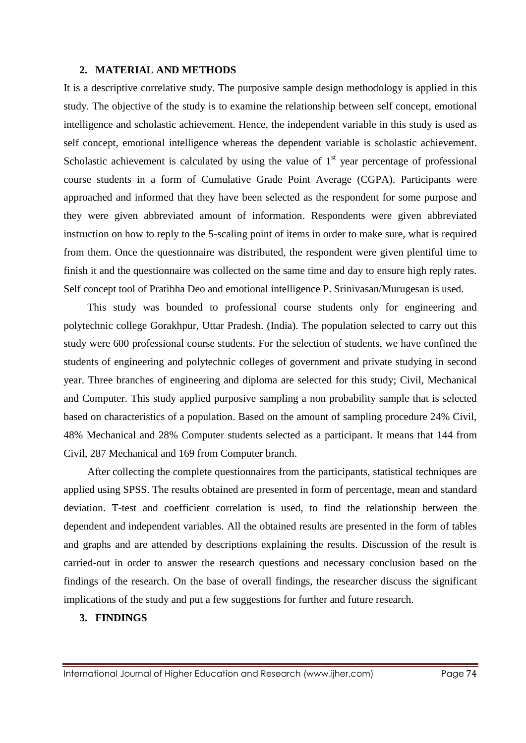## 2. MATERIAL AND METHODS

It is a descriptive correlative study. The purposive sample design methodology is applied in this study. The objective of the study is to examine the relationship between self concept, emotional intelligence and scholastic achievement. Hence, the independent variable in this study is used as self concept, emotional intelligence whereas the dependent variable is scholastic achievement. Scholastic achievement is calculated by using the value of 1st year percentage of professional course students in a form of Cumulative Grade Point Average (CGPA). Participants were approached and informed that they have been selected as the respondent for some purpose and they were given abbreviated amount of information. Respondents were given abbreviated instruction on how to reply to the 5-scaling point of items in order to make sure, what is required from them. Once the questionnaire was distributed, the respondent were given plentiful time to finish it and the questionnaire was collected on the same time and day to ensure high reply rates. Self concept tool of Pratibha Deo and emotional intelligence P. Srinivasan/Murugesan is used.

This study was bounded to professional course students only for engineering and polytechnic college Gorakhpur, Uttar Pradesh. (India). The population selected to carry out this study were 600 professional course students. For the selection of students, we have confined the students of engineering and polytechnic colleges of government and private studying in second year. Three branches of engineering and diploma are selected for this study; Civil, Mechanical and Computer. This study applied purposive sampling a non probability sample that is selected based on characteristics of a population. Based on the amount of sampling procedure 24% Civil, 48% Mechanical and 28% Computer students selected as a participant. It means that 144 from Civil, 287 Mechanical and 169 from Computer branch.

After collecting the complete questionnaires from the participants, statistical techniques are applied using SPSS. The results obtained are presented in form of percentage, mean and standard deviation. T-test and coefficient correlation is used, to find the relationship between the dependent and independent variables. All the obtained results are presented in the form of tables and graphs and are attended by descriptions explaining the results. Discussion of the result is carried-out in order to answer the research questions and necessary conclusion based on the findings of the research. On the base of overall findings, the researcher discuss the significant implications of the study and put a few suggestions for further and future research.

## 3. FINDINGS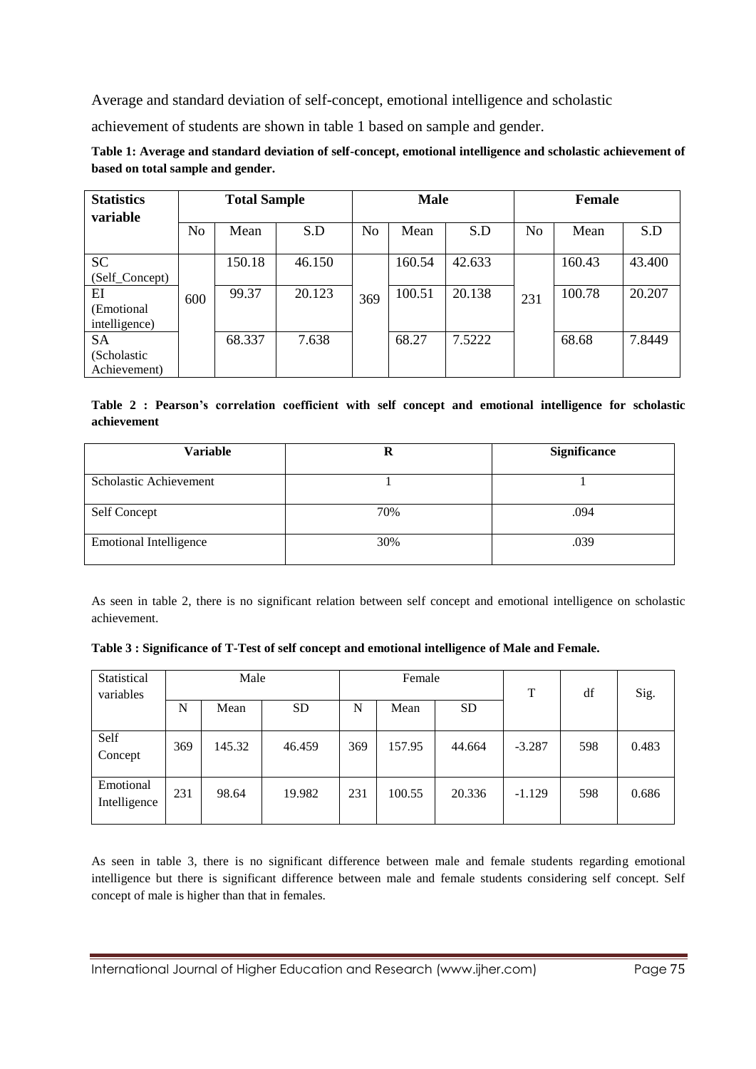Average and standard deviation of self-concept, emotional intelligence and scholastic achievement of students are shown in table 1 based on sample and gender.

**Table 1: Average and standard deviation of self-concept, emotional intelligence and scholastic achievement of based on total sample and gender.**

| **Statistics variable** | **Total Sample** | | | **Male** | | | **Female** | | |
|---|---|---|---|---|---|---|---|---|---|
| | No | Mean | S.D | No | Mean | S.D | No | Mean | S.D |
| SC (Self_Concept) | 600 | 150.18 | 46.150 | 369 | 160.54 | 42.633 | 231 | 160.43 | 43.400 |
| EI (Emotional intelligence) | | 99.37 | 20.123 | | 100.51 | 20.138 | | 100.78 | 20.207 |
| SA (Scholastic Achievement) | | 68.337 | 7.638 | | 68.27 | 7.5222 | | 68.68 | 7.8449 |

**Table 2 : Pearson's correlation coefficient with self concept and emotional intelligence for scholastic achievement**

| **Variable** | **R** | **Significance** |
|---|---|---|
| Scholastic Achievement | 1 | 1 |
| Self Concept | 70% | .094 |
| Emotional Intelligence | 30% | .039 |

As seen in table 2, there is no significant relation between self concept and emotional intelligence on scholastic achievement.

**Table 3 : Significance of T-Test of self concept and emotional intelligence of Male and Female.**

| Statistical variables | Male | | | Female | | | T | df | Sig. |
|---|---|---|---|---|---|---|---|---|---|
| | N | Mean | SD | N | Mean | SD | | | |
| Self Concept | 369 | 145.32 | 46.459 | 369 | 157.95 | 44.664 | -3.287 | 598 | 0.483 |
| Emotional Intelligence | 231 | 98.64 | 19.982 | 231 | 100.55 | 20.336 | -1.129 | 598 | 0.686 |

As seen in table 3, there is no significant difference between male and female students regarding emotional intelligence but there is significant difference between male and female students considering self concept. Self concept of male is higher than that in females.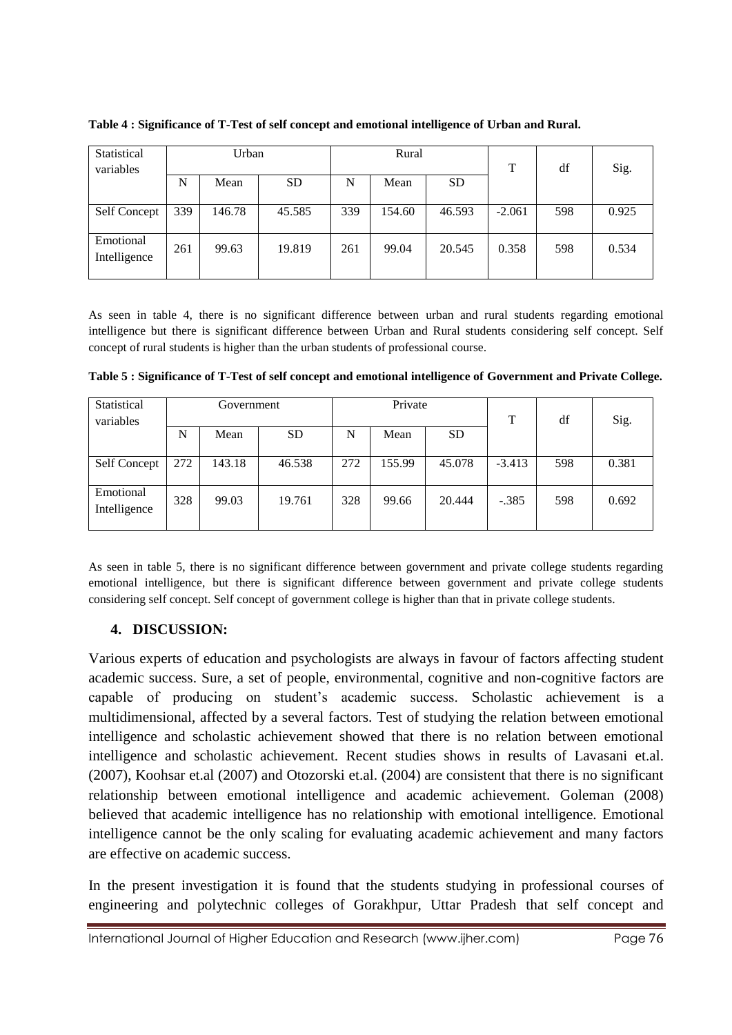**Table 4 : Significance of T-Test of self concept and emotional intelligence of Urban and Rural.**

| Statistical variables | Urban | | | Rural | | | T | df | Sig. |
|---|---|---|---|---|---|---|---|---|---|
| | N | Mean | SD | N | Mean | SD | | | |
| Self Concept | 339 | 146.78 | 45.585 | 339 | 154.60 | 46.593 | -2.061 | 598 | 0.925 |
| Emotional Intelligence | 261 | 99.63 | 19.819 | 261 | 99.04 | 20.545 | 0.358 | 598 | 0.534 |

As seen in table 4, there is no significant difference between urban and rural students regarding emotional intelligence but there is significant difference between Urban and Rural students considering self concept. Self concept of rural students is higher than the urban students of professional course.

**Table 5 : Significance of T-Test of self concept and emotional intelligence of Government and Private College.**

| Statistical variables | Government | | | Private | | | T | df | Sig. |
|---|---|---|---|---|---|---|---|---|---|
| | N | Mean | SD | N | Mean | SD | | | |
| Self Concept | 272 | 143.18 | 46.538 | 272 | 155.99 | 45.078 | -3.413 | 598 | 0.381 |
| Emotional Intelligence | 328 | 99.03 | 19.761 | 328 | 99.66 | 20.444 | -.385 | 598 | 0.692 |

As seen in table 5, there is no significant difference between government and private college students regarding emotional intelligence, but there is significant difference between government and private college students considering self concept. Self concept of government college is higher than that in private college students.

## 4. DISCUSSION:

Various experts of education and psychologists are always in favour of factors affecting student academic success. Sure, a set of people, environmental, cognitive and non-cognitive factors are capable of producing on student's academic success. Scholastic achievement is a multidimensional, affected by a several factors. Test of studying the relation between emotional intelligence and scholastic achievement showed that there is no relation between emotional intelligence and scholastic achievement. Recent studies shows in results of Lavasani et.al. (2007), Koohsar et.al (2007) and Otozorski et.al. (2004) are consistent that there is no significant relationship between emotional intelligence and academic achievement. Goleman (2008) believed that academic intelligence has no relationship with emotional intelligence. Emotional intelligence cannot be the only scaling for evaluating academic achievement and many factors are effective on academic success.

In the present investigation it is found that the students studying in professional courses of engineering and polytechnic colleges of Gorakhpur, Uttar Pradesh that self concept and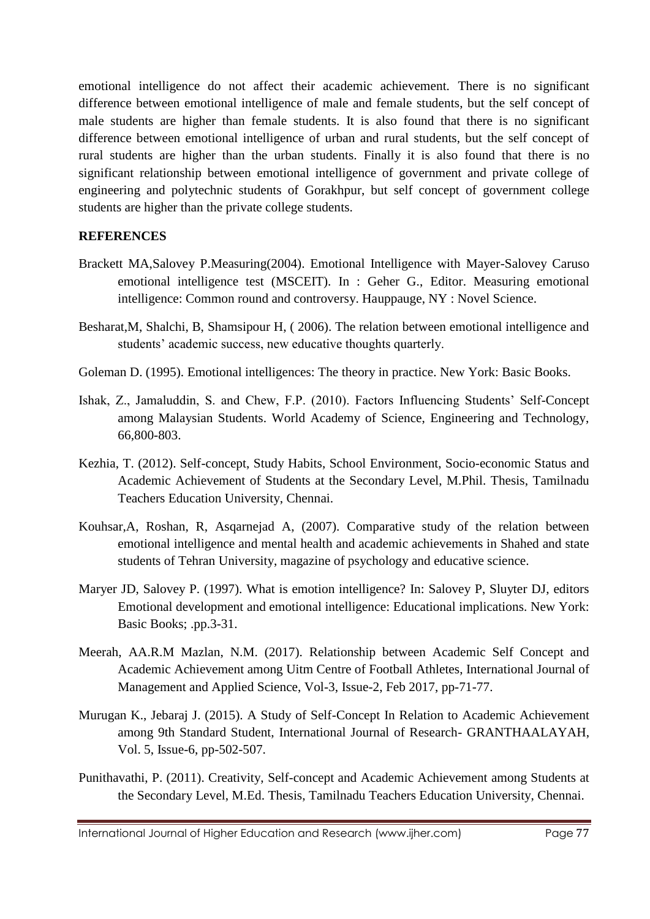emotional intelligence do not affect their academic achievement. There is no significant difference between emotional intelligence of male and female students, but the self concept of male students are higher than female students. It is also found that there is no significant difference between emotional intelligence of urban and rural students, but the self concept of rural students are higher than the urban students. Finally it is also found that there is no significant relationship between emotional intelligence of government and private college of engineering and polytechnic students of Gorakhpur, but self concept of government college students are higher than the private college students.

## REFERENCES

Brackett MA,Salovey P.Measuring(2004). Emotional Intelligence with Mayer-Salovey Caruso emotional intelligence test (MSCEIT). In : Geher G., Editor. Measuring emotional intelligence: Common round and controversy. Hauppauge, NY : Novel Science.

Besharat,M, Shalchi, B, Shamsipour H, ( 2006). The relation between emotional intelligence and students' academic success, new educative thoughts quarterly.

Goleman D. (1995). Emotional intelligences: The theory in practice. New York: Basic Books.

Ishak, Z., Jamaluddin, S. and Chew, F.P. (2010). Factors Influencing Students' Self-Concept among Malaysian Students. World Academy of Science, Engineering and Technology, 66,800-803.

Kezhia, T. (2012). Self-concept, Study Habits, School Environment, Socio-economic Status and Academic Achievement of Students at the Secondary Level, M.Phil. Thesis, Tamilnadu Teachers Education University, Chennai.

Kouhsar,A, Roshan, R, Asqarnejad A, (2007). Comparative study of the relation between emotional intelligence and mental health and academic achievements in Shahed and state students of Tehran University, magazine of psychology and educative science.

Maryer JD, Salovey P. (1997). What is emotion intelligence? In: Salovey P, Sluyter DJ, editors Emotional development and emotional intelligence: Educational implications. New York: Basic Books; .pp.3-31.

Meerah, AA.R.M Mazlan, N.M. (2017). Relationship between Academic Self Concept and Academic Achievement among Uitm Centre of Football Athletes, International Journal of Management and Applied Science, Vol-3, Issue-2, Feb 2017, pp-71-77.

Murugan K., Jebaraj J. (2015). A Study of Self-Concept In Relation to Academic Achievement among 9th Standard Student, International Journal of Research- GRANTHAALAYAH, Vol. 5, Issue-6, pp-502-507.

Punithavathi, P. (2011). Creativity, Self-concept and Academic Achievement among Students at the Secondary Level, M.Ed. Thesis, Tamilnadu Teachers Education University, Chennai.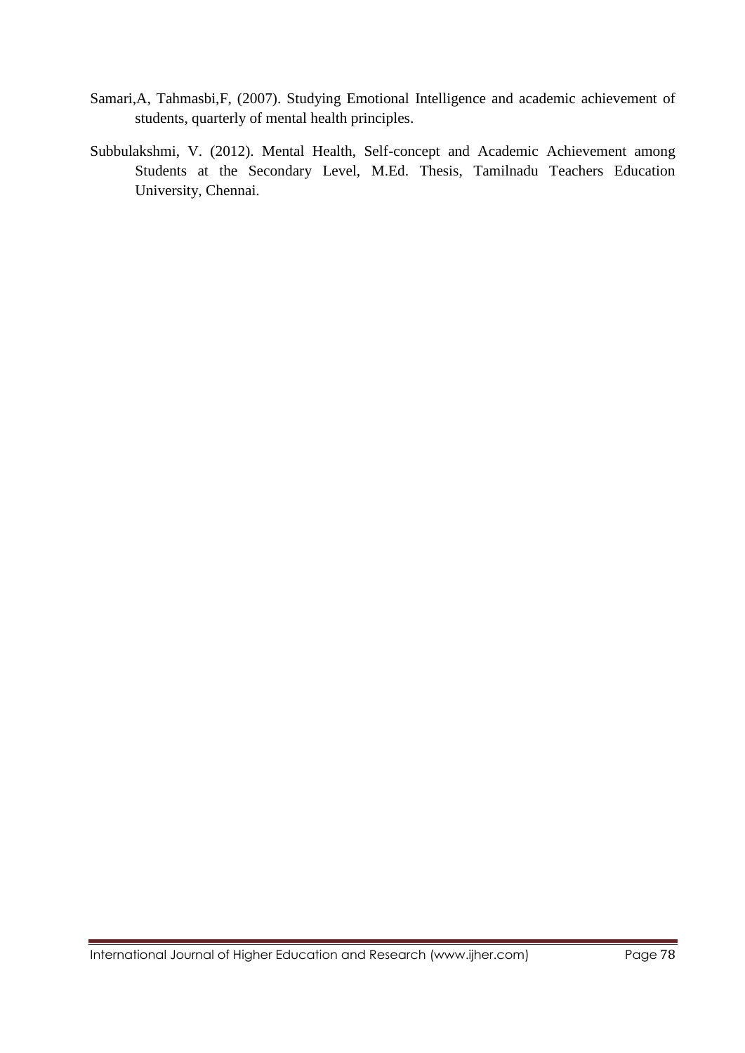Samari,A, Tahmasbi,F, (2007). Studying Emotional Intelligence and academic achievement of students, quarterly of mental health principles.

Subbulakshmi, V. (2012). Mental Health, Self-concept and Academic Achievement among Students at the Secondary Level, M.Ed. Thesis, Tamilnadu Teachers Education University, Chennai.